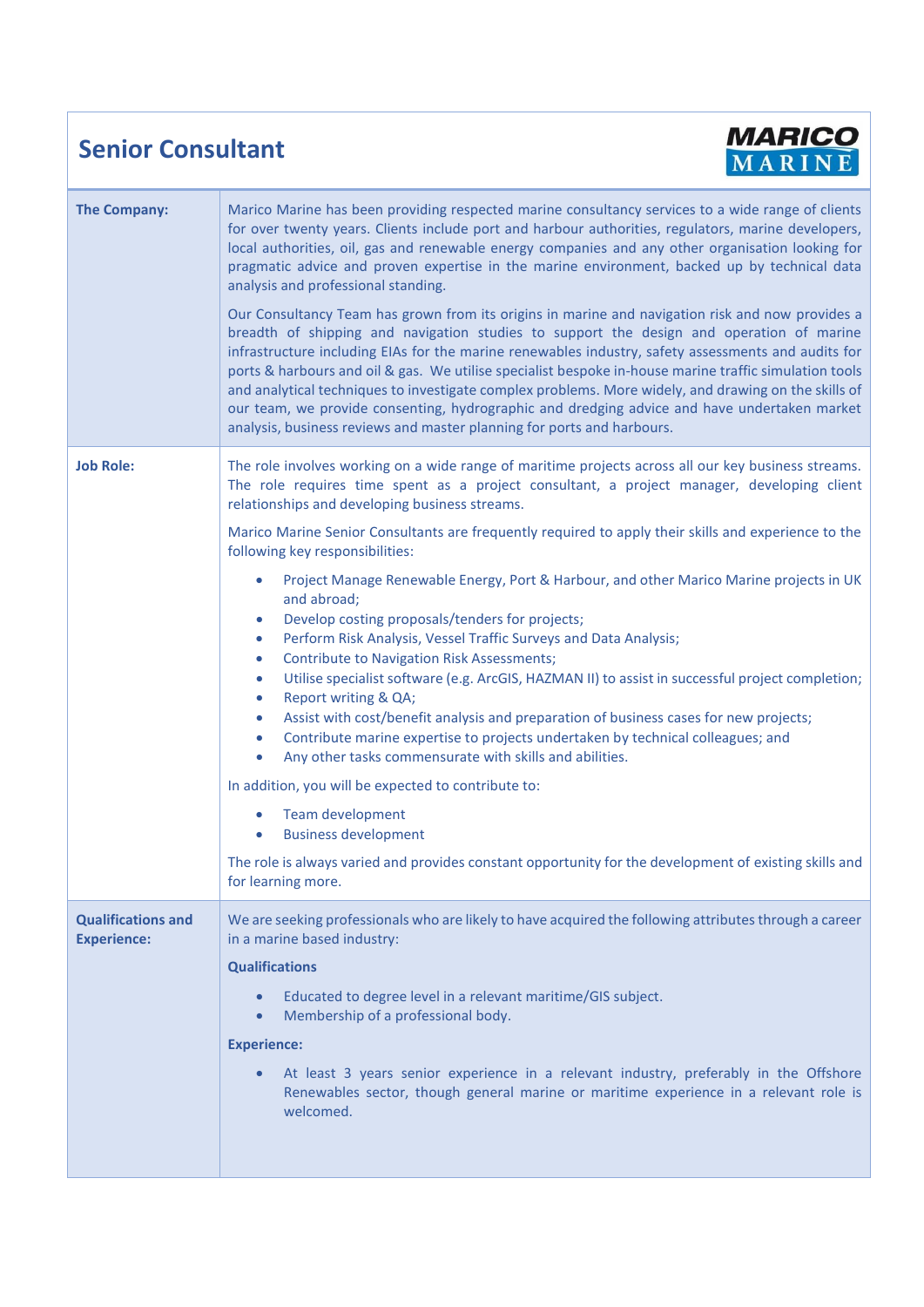# Senior Consultant

MARICO MARINE

**The Company:**

Marico Marine has been providing respected marine consultancy services to a wide range of clients for over twenty years. Clients include port and harbour authorities, regulators, marine developers, local authorities, oil, gas and renewable energy companies and any other organisation looking for pragmatic advice and proven expertise in the marine environment, backed up by technical data analysis and professional standing.

Our Consultancy Team has grown from its origins in marine and navigation risk and now provides a breadth of shipping and navigation studies to support the design and operation of marine infrastructure including EIAs for the marine renewables industry, safety assessments and audits for ports & harbours and oil & gas. We utilise specialist bespoke in-house marine traffic simulation tools and analytical techniques to investigate complex problems. More widely, and drawing on the skills of our team, we provide consenting, hydrographic and dredging advice and have undertaken market analysis, business reviews and master planning for ports and harbours.

**Job Role:**

The role involves working on a wide range of maritime projects across all our key business streams. The role requires time spent as a project consultant, a project manager, developing client relationships and developing business streams.

Marico Marine Senior Consultants are frequently required to apply their skills and experience to the following key responsibilities:

- Project Manage Renewable Energy, Port & Harbour, and other Marico Marine projects in UK and abroad;
- Develop costing proposals/tenders for projects;
- Perform Risk Analysis, Vessel Traffic Surveys and Data Analysis;
- Contribute to Navigation Risk Assessments;
- Utilise specialist software (e.g. ArcGIS, HAZMAN II) to assist in successful project completion;
- Report writing & QA;
- Assist with cost/benefit analysis and preparation of business cases for new projects;
- Contribute marine expertise to projects undertaken by technical colleagues; and
- Any other tasks commensurate with skills and abilities.

In addition, you will be expected to contribute to:

- Team development
- Business development

The role is always varied and provides constant opportunity for the development of existing skills and for learning more.

**Qualifications and Experience:**

We are seeking professionals who are likely to have acquired the following attributes through a career in a marine based industry:

**Qualifications**

- Educated to degree level in a relevant maritime/GIS subject.
- Membership of a professional body.

**Experience:**

- At least 3 years senior experience in a relevant industry, preferably in the Offshore Renewables sector, though general marine or maritime experience in a relevant role is welcomed.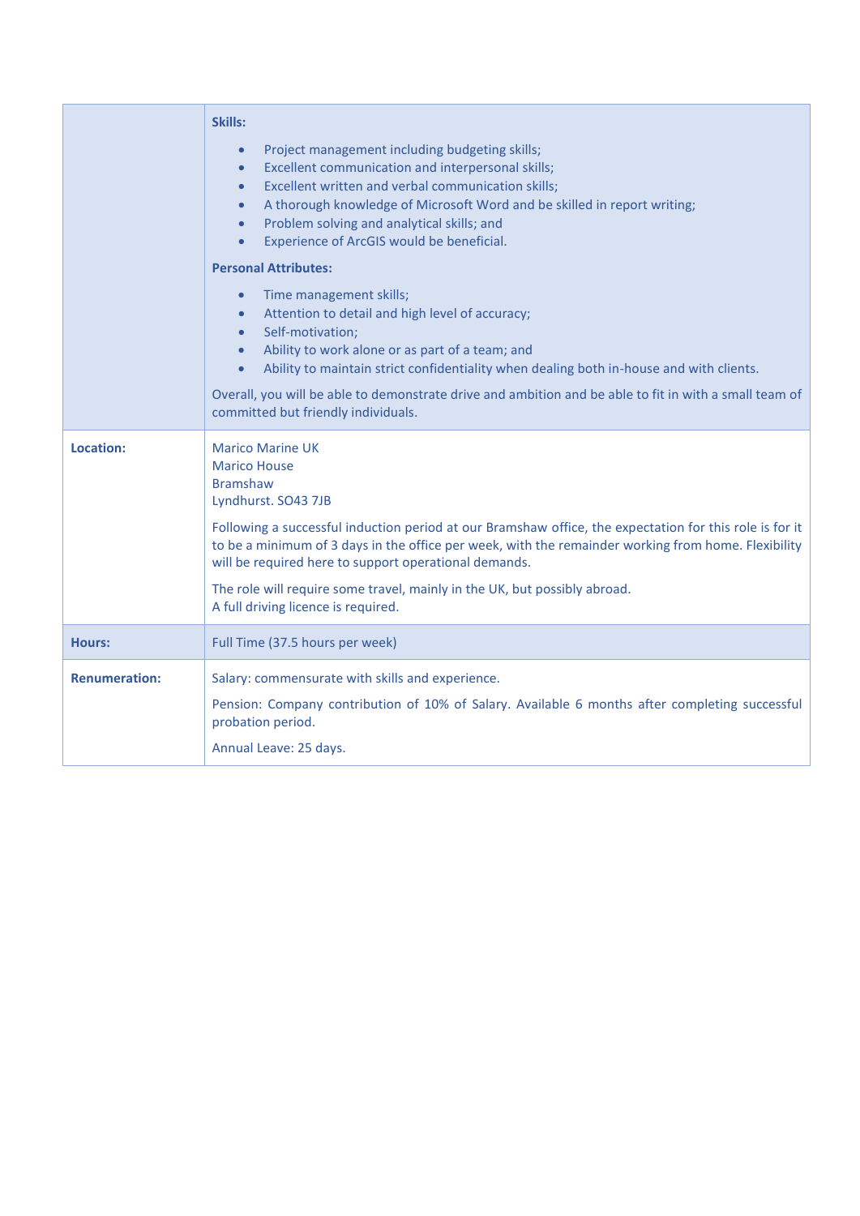| | |
|---|---|
| | **Skills:**<br>• Project management including budgeting skills;<br>• Excellent communication and interpersonal skills;<br>• Excellent written and verbal communication skills;<br>• A thorough knowledge of Microsoft Word and be skilled in report writing;<br>• Problem solving and analytical skills; and<br>• Experience of ArcGIS would be beneficial.<br>**Personal Attributes:**<br>• Time management skills;<br>• Attention to detail and high level of accuracy;<br>• Self-motivation;<br>• Ability to work alone or as part of a team; and<br>• Ability to maintain strict confidentiality when dealing both in-house and with clients.<br>Overall, you will be able to demonstrate drive and ambition and be able to fit in with a small team of committed but friendly individuals. |
| **Location:** | Marico Marine UK<br>Marico House<br>Bramshaw<br>Lyndhurst. SO43 7JB<br>Following a successful induction period at our Bramshaw office, the expectation for this role is for it to be a minimum of 3 days in the office per week, with the remainder working from home. Flexibility will be required here to support operational demands.<br>The role will require some travel, mainly in the UK, but possibly abroad.<br>A full driving licence is required. |
| **Hours:** | Full Time (37.5 hours per week) |
| **Renumeration:** | Salary: commensurate with skills and experience.<br>Pension: Company contribution of 10% of Salary. Available 6 months after completing successful probation period.<br>Annual Leave: 25 days. |